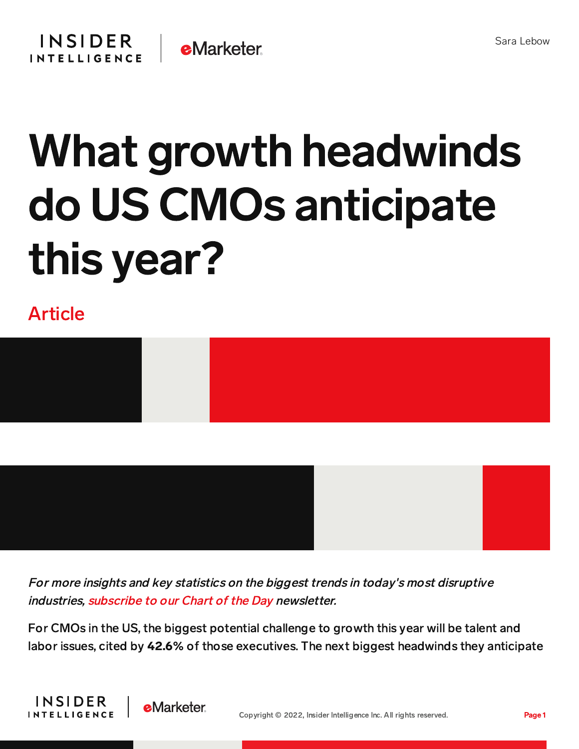# What growth headwinds do US CMOs anticipate this year?

Article

*For more insights and key statistics on the biggest trends in today's most disruptive industries, subscribe to our Chart of the Day newsletter.*

For CMOs in the US, the biggest potential challenge to growth this year will be talent and labor issues, cited by **42.6%** of those executives. The next biggest headwinds they anticipate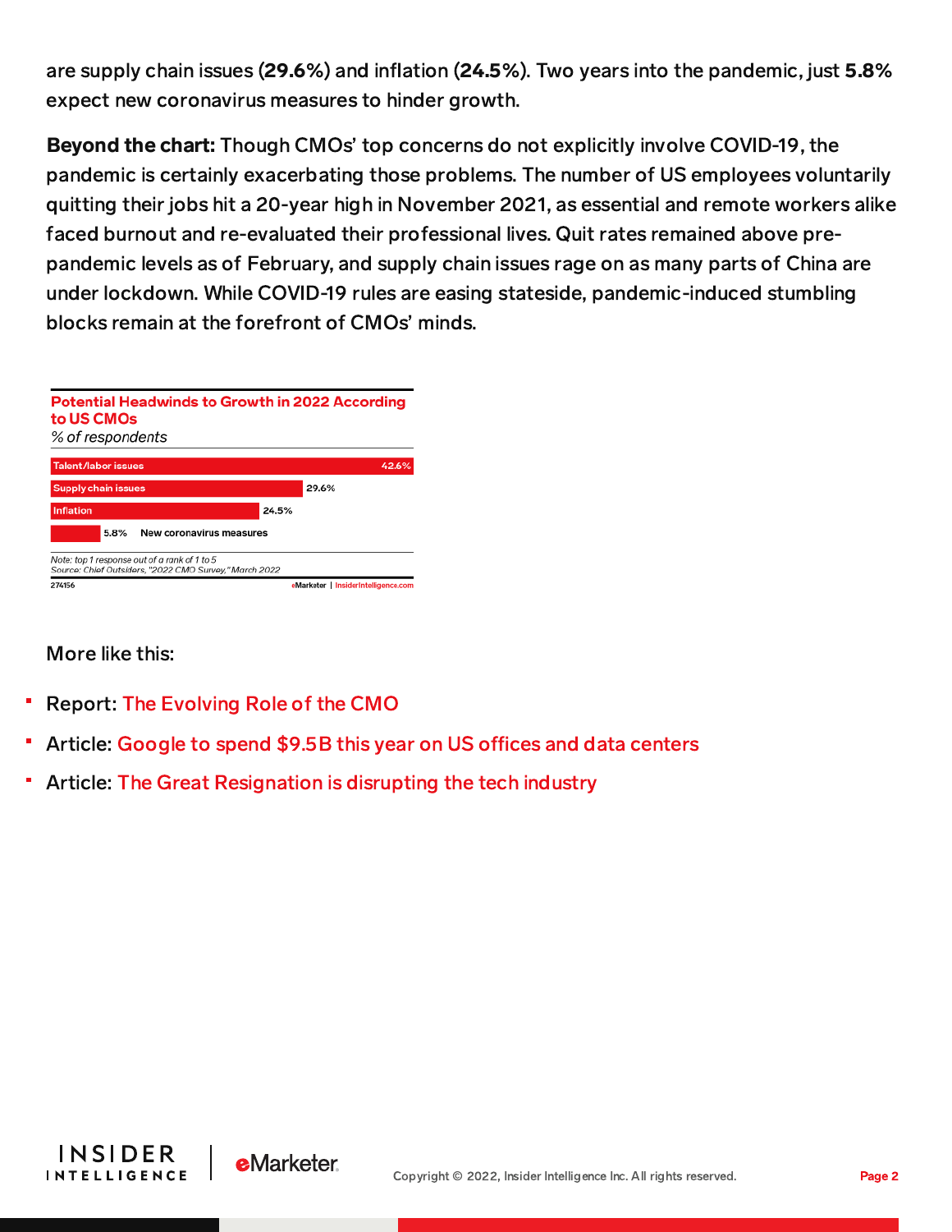are supply chain issues (**29.6%**) and inflation (**24.5%**). Two years into the pandemic, just **5.8%** expect new coronavirus measures to hinder growth.

**Beyond the chart:** Though CMOs' top concerns do not explicitly involve COVID-19, the pandemic is certainly exacerbating those problems. The number of US employees voluntarily quitting their jobs hit a 20-year high in November 2021, as essential and remote workers alike faced burnout and re-evaluated their professional lives. Quit rates remained above pre-pandemic levels as of February, and supply chain issues rage on as many parts of China are under lockdown. While COVID-19 rules are easing stateside, pandemic-induced stumbling blocks remain at the forefront of CMOs' minds.

**Potential Headwinds to Growth in 2022 According to US CMOs**

*% of respondents*

Talent/labor issues 42.6%

Supply chain issues 29.6%

Inflation 24.5%

5.8% New coronavirus measures

*Note: top 1 response out of a rank of 1 to 5*
*Source: Chief Outsiders, "2022 CMO Survey," March 2022*

274156

eMarketer | InsiderIntelligence.com

More like this:

- Report: The Evolving Role of the CMO
- Article: Google to spend $9.5B this year on US offices and data centers
- Article: The Great Resignation is disrupting the tech industry